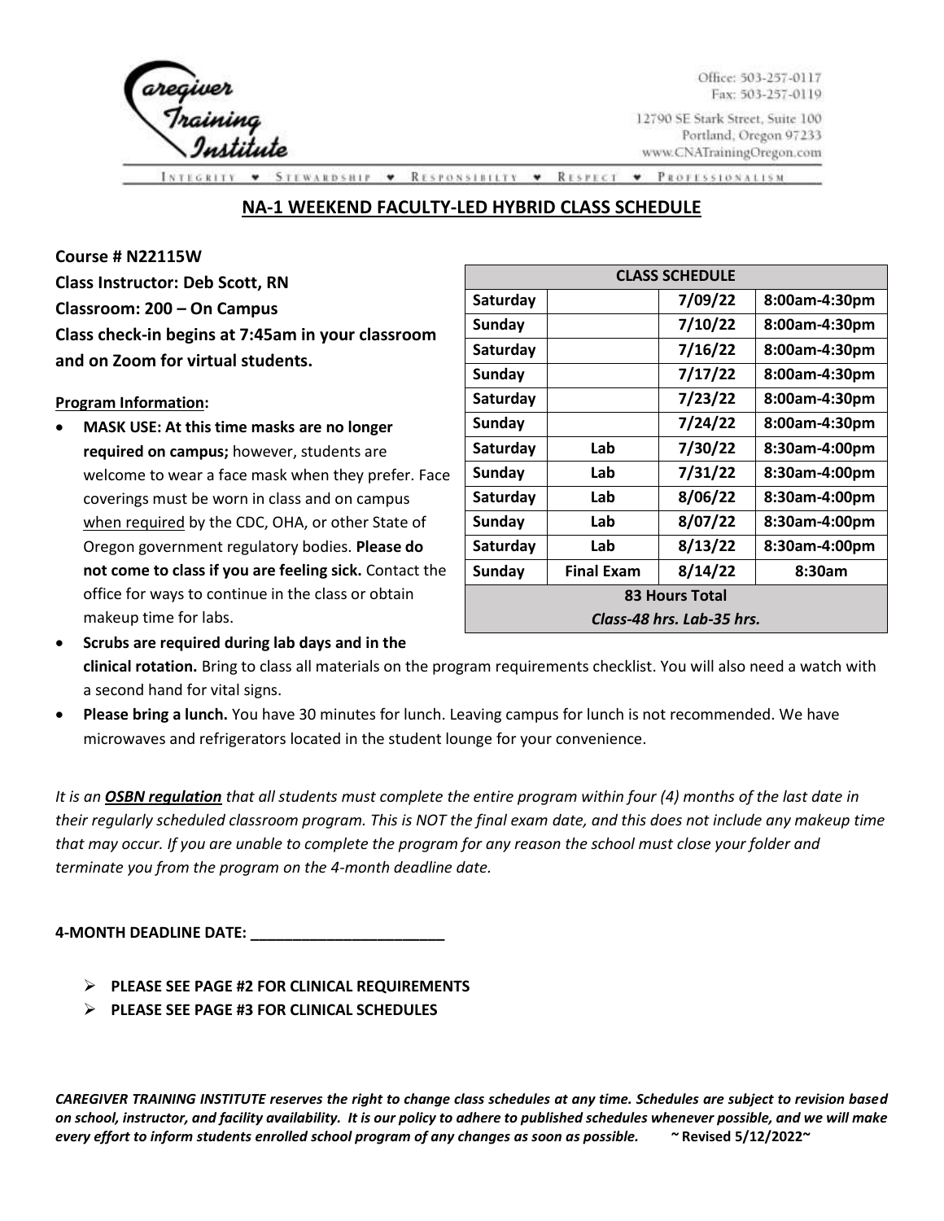Caregiver Training Institute

Office: 503-257-0117
Fax: 503-257-0119

12790 SE Stark Street, Suite 100
Portland, Oregon 97233
www.CNATrainingOregon.com

INTEGRITY ♥ STEWARDSHIP ♥ RESPONSIBILITY ♥ RESPECT ♥ PROFESSIONALISM

# NA-1 WEEKEND FACULTY-LED HYBRID CLASS SCHEDULE

**Course # N22115W**
**Class Instructor: Deb Scott, RN**
**Classroom: 200 – On Campus**
**Class check-in begins at 7:45am in your classroom and on Zoom for virtual students.**

| CLASS SCHEDULE | | | |
|---|---|---|---|
| Saturday | | 7/09/22 | 8:00am-4:30pm |
| Sunday | | 7/10/22 | 8:00am-4:30pm |
| Saturday | | 7/16/22 | 8:00am-4:30pm |
| Sunday | | 7/17/22 | 8:00am-4:30pm |
| Saturday | | 7/23/22 | 8:00am-4:30pm |
| Sunday | | 7/24/22 | 8:00am-4:30pm |
| Saturday | Lab | 7/30/22 | 8:30am-4:00pm |
| Sunday | Lab | 7/31/22 | 8:30am-4:00pm |
| Saturday | Lab | 8/06/22 | 8:30am-4:00pm |
| Sunday | Lab | 8/07/22 | 8:30am-4:00pm |
| Saturday | Lab | 8/13/22 | 8:30am-4:00pm |
| Sunday | Final Exam | 8/14/22 | 8:30am |
| **83 Hours Total** | | | |
| ***Class-48 hrs. Lab-35 hrs.*** | | | |

**Program Information:**

- **MASK USE: At this time masks are no longer required on campus;** however, students are welcome to wear a face mask when they prefer. Face coverings must be worn in class and on campus when required by the CDC, OHA, or other State of Oregon government regulatory bodies. **Please do not come to class if you are feeling sick.** Contact the office for ways to continue in the class or obtain makeup time for labs.
- **Scrubs are required during lab days and in the clinical rotation.** Bring to class all materials on the program requirements checklist. You will also need a watch with a second hand for vital signs.
- **Please bring a lunch.** You have 30 minutes for lunch. Leaving campus for lunch is not recommended. We have microwaves and refrigerators located in the student lounge for your convenience.

*It is an **OSBN regulation** that all students must complete the entire program within four (4) months of the last date in their regularly scheduled classroom program. This is NOT the final exam date, and this does not include any makeup time that may occur. If you are unable to complete the program for any reason the school must close your folder and terminate you from the program on the 4-month deadline date.*

**4-MONTH DEADLINE DATE: _______________________**

- **PLEASE SEE PAGE #2 FOR CLINICAL REQUIREMENTS**
- **PLEASE SEE PAGE #3 FOR CLINICAL SCHEDULES**

***CAREGIVER TRAINING INSTITUTE reserves the right to change class schedules at any time. Schedules are subject to revision based on school, instructor, and facility availability. It is our policy to adhere to published schedules whenever possible, and we will make every effort to inform students enrolled school program of any changes as soon as possible.*** **~ Revised 5/12/2022~**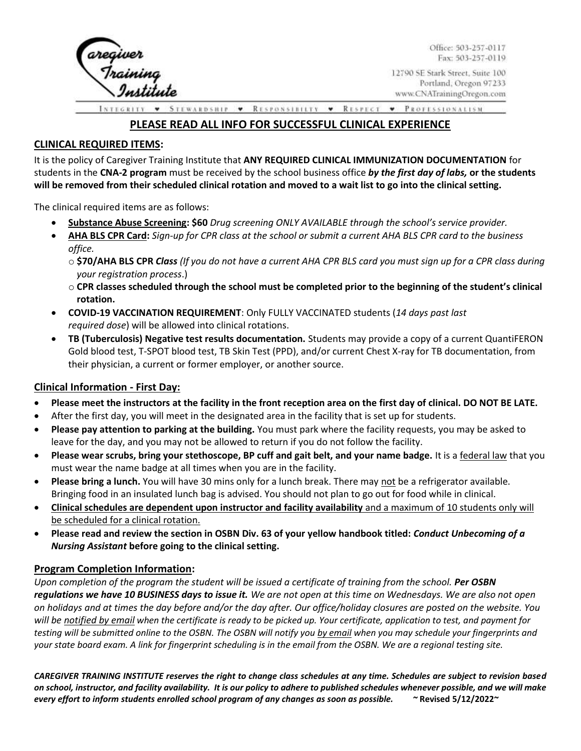Caregiver Training Institute

Office: 503-257-0117
Fax: 503-257-0119

12790 SE Stark Street, Suite 100
Portland, Oregon 97233
www.CNATrainingOregon.com

INTEGRITY • STEWARDSHIP • RESPONSIBILITY • RESPECT • PROFESSIONALISM

## PLEASE READ ALL INFO FOR SUCCESSFUL CLINICAL EXPERIENCE

### CLINICAL REQUIRED ITEMS:

It is the policy of Caregiver Training Institute that **ANY REQUIRED CLINICAL IMMUNIZATION DOCUMENTATION** for students in the **CNA-2 program** must be received by the school business office ***by the first day of labs,* or the students will be removed from their scheduled clinical rotation and moved to a wait list to go into the clinical setting.**

The clinical required items are as follows:

- **Substance Abuse Screening: $60** *Drug screening ONLY AVAILABLE through the school's service provider.*
- **AHA BLS CPR Card:** *Sign-up for CPR class at the school or submit a current AHA BLS CPR card to the business office.*
  - **$70/AHA BLS CPR *Class*** *(If you do not have a current AHA CPR BLS card you must sign up for a CPR class during your registration process*.)
  - **CPR classes scheduled through the school must be completed prior to the beginning of the student's clinical rotation.**
- **COVID-19 VACCINATION REQUIREMENT**: Only FULLY VACCINATED students (*14 days past last required dose*) will be allowed into clinical rotations.
- **TB (Tuberculosis) Negative test results documentation.** Students may provide a copy of a current QuantiFERON Gold blood test, T-SPOT blood test, TB Skin Test (PPD), and/or current Chest X-ray for TB documentation, from their physician, a current or former employer, or another source.

### Clinical Information - First Day:

- **Please meet the instructors at the facility in the front reception area on the first day of clinical. DO NOT BE LATE.**
- After the first day, you will meet in the designated area in the facility that is set up for students.
- **Please pay attention to parking at the building.** You must park where the facility requests, you may be asked to leave for the day, and you may not be allowed to return if you do not follow the facility.
- **Please wear scrubs, bring your stethoscope, BP cuff and gait belt, and your name badge.** It is a federal law that you must wear the name badge at all times when you are in the facility.
- **Please bring a lunch.** You will have 30 mins only for a lunch break. There may not be a refrigerator available. Bringing food in an insulated lunch bag is advised. You should not plan to go out for food while in clinical.
- **Clinical schedules are dependent upon instructor and facility availability** and a maximum of 10 students only will be scheduled for a clinical rotation.
- **Please read and review the section in OSBN Div. 63 of your yellow handbook titled: *Conduct Unbecoming of a Nursing Assistant* before going to the clinical setting.**

### Program Completion Information:

*Upon completion of the program the student will be issued a certificate of training from the school.* ***Per OSBN regulations we have 10 BUSINESS days to issue it.*** *We are not open at this time on Wednesdays. We are also not open on holidays and at times the day before and/or the day after. Our office/holiday closures are posted on the website. You will be notified by email when the certificate is ready to be picked up. Your certificate, application to test, and payment for testing will be submitted online to the OSBN. The OSBN will notify you by email when you may schedule your fingerprints and your state board exam. A link for fingerprint scheduling is in the email from the OSBN. We are a regional testing site.*

***CAREGIVER TRAINING INSTITUTE reserves the right to change class schedules at any time. Schedules are subject to revision based on school, instructor, and facility availability. It is our policy to adhere to published schedules whenever possible, and we will make every effort to inform students enrolled school program of any changes as soon as possible.*** **~ Revised 5/12/2022~**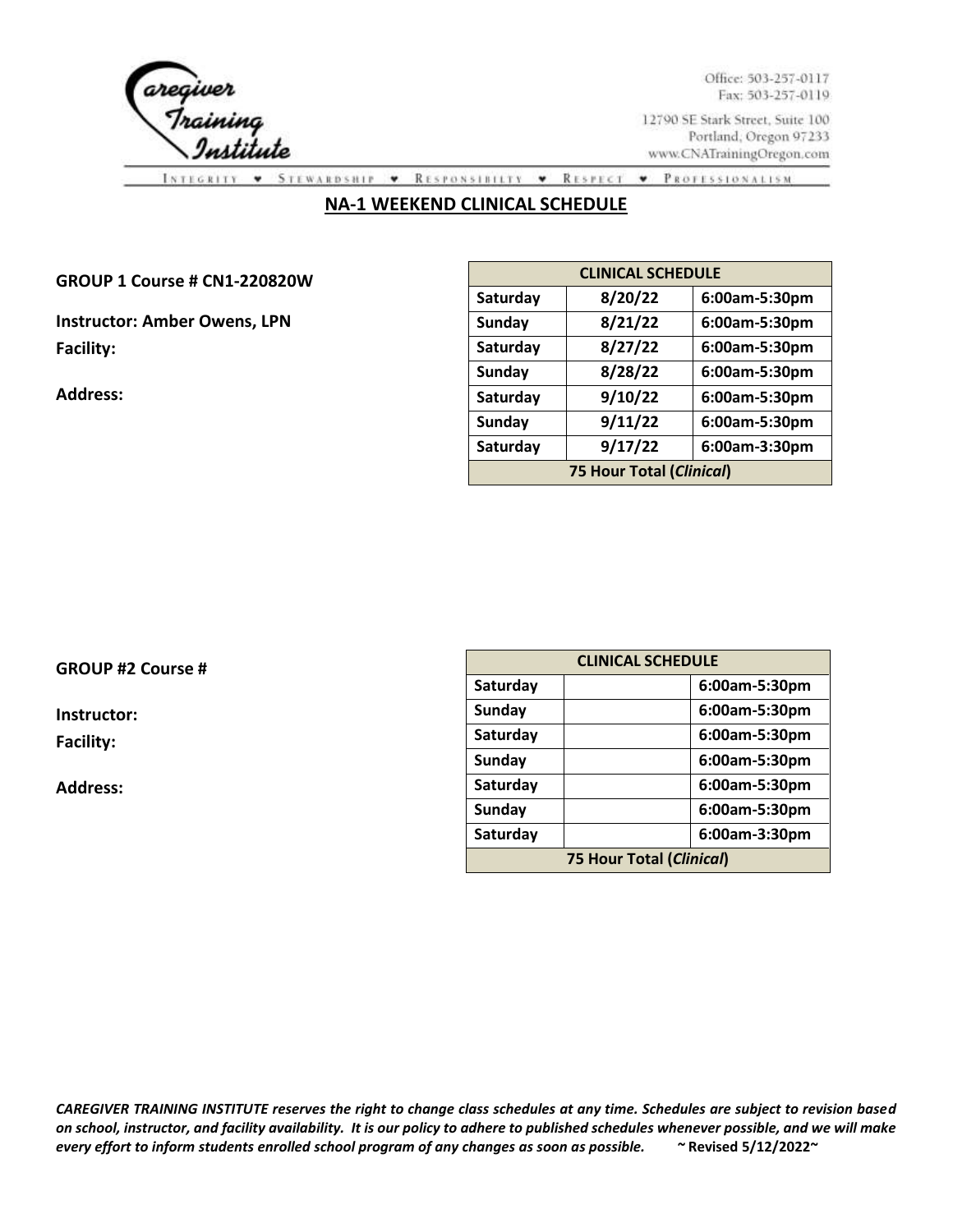Caregiver Training Institute

Office: 503-257-0117
Fax: 503-257-0119

12790 SE Stark Street, Suite 100
Portland, Oregon 97233
www.CNATrainingOregon.com

INTEGRITY ♥ STEWARDSHIP ♥ RESPONSIBILITY ♥ RESPECT ♥ PROFESSIONALISM

## NA-1 WEEKEND CLINICAL SCHEDULE

**GROUP 1 Course # CN1-220820W**

**Instructor: Amber Owens, LPN**

**Facility:**

**Address:**

| CLINICAL SCHEDULE | | |
|---|---|---|
| Saturday | 8/20/22 | 6:00am-5:30pm |
| Sunday | 8/21/22 | 6:00am-5:30pm |
| Saturday | 8/27/22 | 6:00am-5:30pm |
| Sunday | 8/28/22 | 6:00am-5:30pm |
| Saturday | 9/10/22 | 6:00am-5:30pm |
| Sunday | 9/11/22 | 6:00am-5:30pm |
| Saturday | 9/17/22 | 6:00am-3:30pm |
| 75 Hour Total (*Clinical*) | | |

**GROUP #2 Course #**

**Instructor:**

**Facility:**

**Address:**

| CLINICAL SCHEDULE | | |
|---|---|---|
| Saturday | | 6:00am-5:30pm |
| Sunday | | 6:00am-5:30pm |
| Saturday | | 6:00am-5:30pm |
| Sunday | | 6:00am-5:30pm |
| Saturday | | 6:00am-5:30pm |
| Sunday | | 6:00am-5:30pm |
| Saturday | | 6:00am-3:30pm |
| 75 Hour Total (*Clinical*) | | |

***CAREGIVER TRAINING INSTITUTE reserves the right to change class schedules at any time. Schedules are subject to revision based on school, instructor, and facility availability. It is our policy to adhere to published schedules whenever possible, and we will make every effort to inform students enrolled school program of any changes as soon as possible.*** **~ Revised 5/12/2022~**